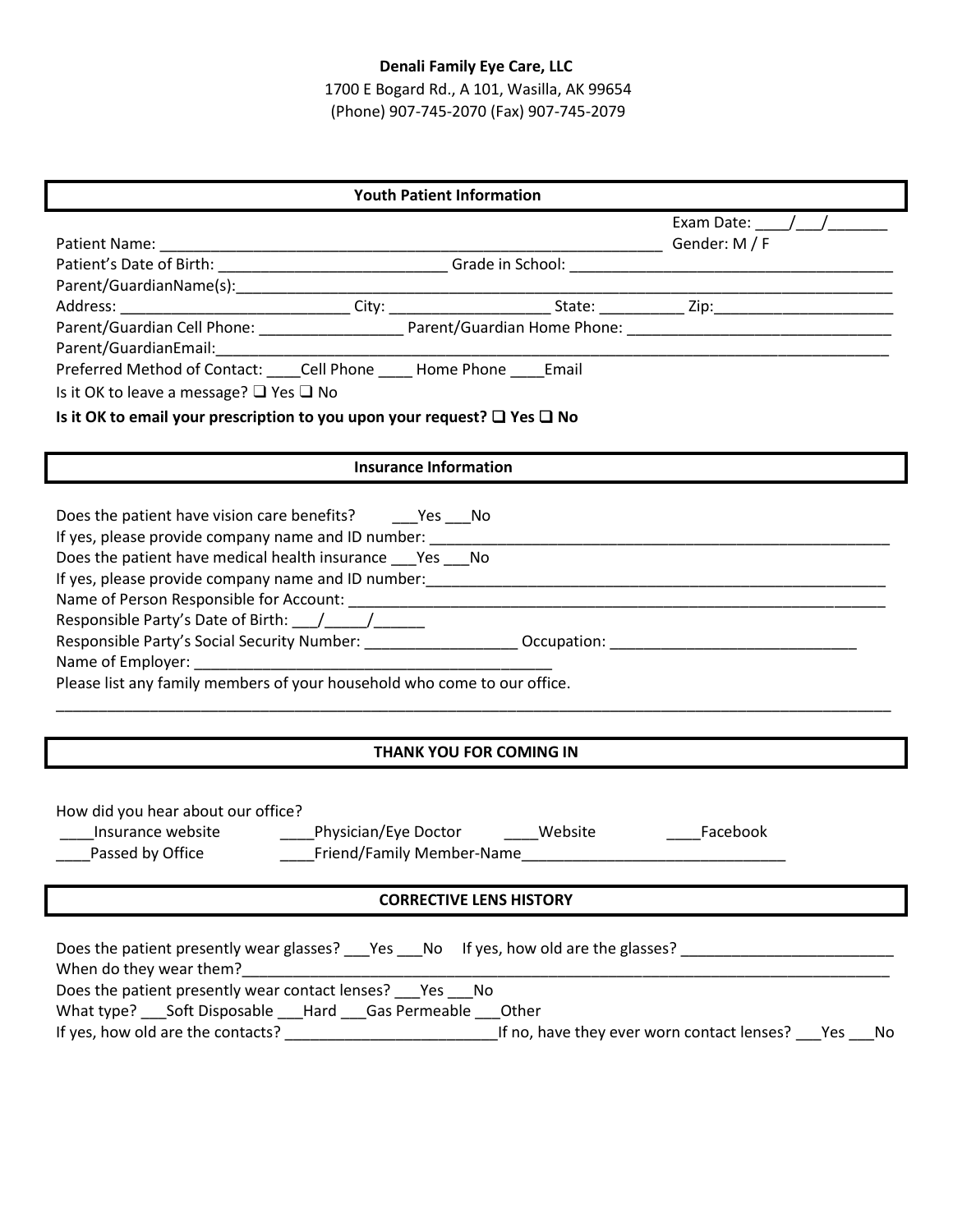**Denali Family Eye Care, LLC**
1700 E Bogard Rd., A 101, Wasilla, AK 99654
(Phone) 907-745-2070 (Fax) 907-745-2079

## Youth Patient Information

Exam Date: ____/___/_______
Patient Name: ___________________________________________________________ Gender: M / F
Patient's Date of Birth: ___________________________ Grade in School: ______________________________________
Parent/GuardianName(s):_____________________________________________________________________________
Address: ___________________________ City: ___________________ State: __________ Zip:______________________
Parent/Guardian Cell Phone: _________________ Parent/Guardian Home Phone: _______________________________
Parent/GuardianEmail:_______________________________________________________________________________
Preferred Method of Contact: ____Cell Phone ____ Home Phone ____Email
Is it OK to leave a message? ❑ Yes ❑ No
**Is it OK to email your prescription to you upon your request? ❑ Yes ❑ No**

## Insurance Information

Does the patient have vision care benefits? ___Yes ___No
If yes, please provide company name and ID number: _______________________________________________________
Does the patient have medical health insurance ___Yes ___No
If yes, please provide company name and ID number:_______________________________________________________
Name of Person Responsible for Account: _______________________________________________________________
Responsible Party's Date of Birth: ___/_____/______
Responsible Party's Social Security Number: __________________ Occupation: _____________________________
Name of Employer: __________________________________________
Please list any family members of your household who come to our office.
____________________________________________________________________________________________________

## THANK YOU FOR COMING IN

How did you hear about our office?
____Insurance website ____Physician/Eye Doctor ____Website ____Facebook
____Passed by Office ____Friend/Family Member-Name_______________________________

## CORRECTIVE LENS HISTORY

Does the patient presently wear glasses? ___Yes ___No If yes, how old are the glasses? _________________________
When do they wear them?___________________________________________________________________________
Does the patient presently wear contact lenses? ___Yes ___No
What type? ___Soft Disposable ___Hard ___Gas Permeable ___Other
If yes, how old are the contacts? _________________________If no, have they ever worn contact lenses? ___Yes ___No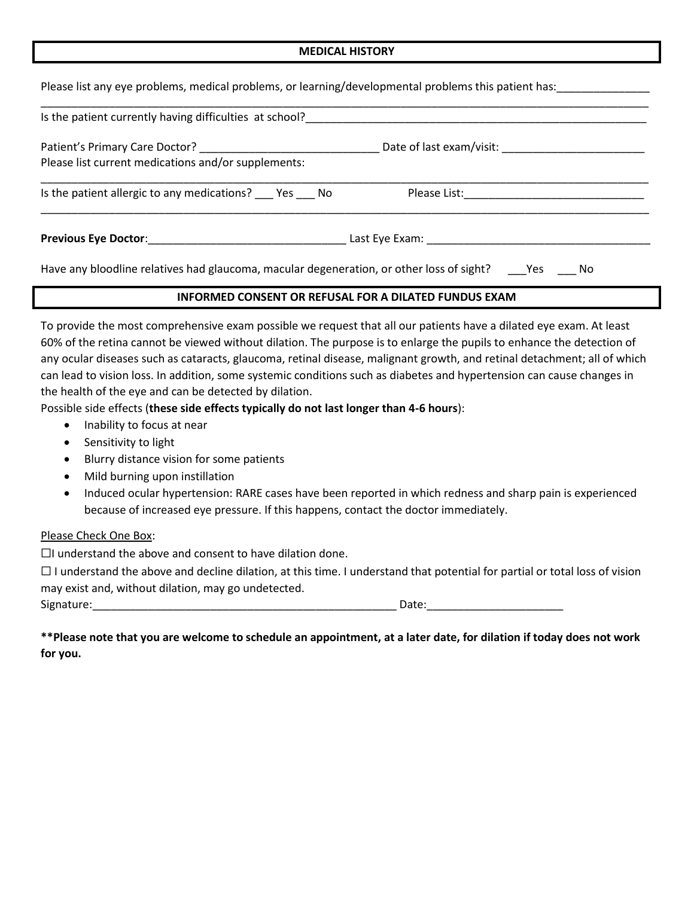## MEDICAL HISTORY

Please list any eye problems, medical problems, or learning/developmental problems this patient has:_______________

_______________________________________________________________________________________________

Is the patient currently having difficulties at school?_______________________________________________________

Patient's Primary Care Doctor? _____________________________ Date of last exam/visit: _______________________

Please list current medications and/or supplements:

_______________________________________________________________________________________________

Is the patient allergic to any medications? ___ Yes ___ No Please List:_____________________________

_______________________________________________________________________________________________

**Previous Eye Doctor**:________________________________ Last Eye Exam: ____________________________________

Have any bloodline relatives had glaucoma, macular degeneration, or other loss of sight? ___Yes ___ No

## INFORMED CONSENT OR REFUSAL FOR A DILATED FUNDUS EXAM

To provide the most comprehensive exam possible we request that all our patients have a dilated eye exam. At least 60% of the retina cannot be viewed without dilation. The purpose is to enlarge the pupils to enhance the detection of any ocular diseases such as cataracts, glaucoma, retinal disease, malignant growth, and retinal detachment; all of which can lead to vision loss. In addition, some systemic conditions such as diabetes and hypertension can cause changes in the health of the eye and can be detected by dilation.

Possible side effects (**these side effects typically do not last longer than 4-6 hours**):

- Inability to focus at near
- Sensitivity to light
- Blurry distance vision for some patients
- Mild burning upon instillation
- Induced ocular hypertension: RARE cases have been reported in which redness and sharp pain is experienced because of increased eye pressure. If this happens, contact the doctor immediately.

Please Check One Box:

☐I understand the above and consent to have dilation done.

☐ I understand the above and decline dilation, at this time. I understand that potential for partial or total loss of vision may exist and, without dilation, may go undetected.

Signature:__________________________________________________ Date:______________________

**\*\*Please note that you are welcome to schedule an appointment, at a later date, for dilation if today does not work for you.**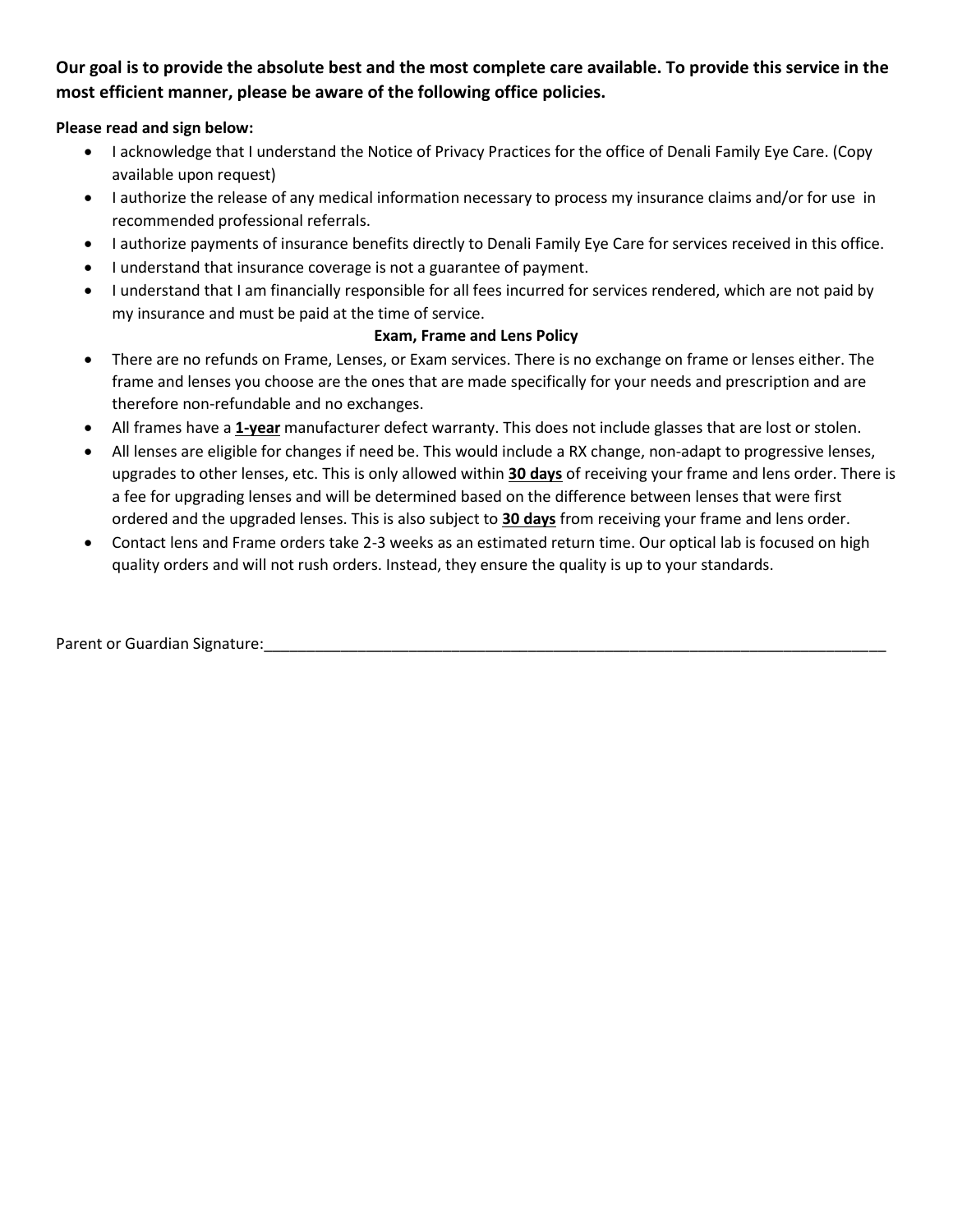**Our goal is to provide the absolute best and the most complete care available. To provide this service in the most efficient manner, please be aware of the following office policies.**

**Please read and sign below:**

- I acknowledge that I understand the Notice of Privacy Practices for the office of Denali Family Eye Care. (Copy available upon request)
- I authorize the release of any medical information necessary to process my insurance claims and/or for use in recommended professional referrals.
- I authorize payments of insurance benefits directly to Denali Family Eye Care for services received in this office.
- I understand that insurance coverage is not a guarantee of payment.
- I understand that I am financially responsible for all fees incurred for services rendered, which are not paid by my insurance and must be paid at the time of service.

**Exam, Frame and Lens Policy**

- There are no refunds on Frame, Lenses, or Exam services. There is no exchange on frame or lenses either. The frame and lenses you choose are the ones that are made specifically for your needs and prescription and are therefore non-refundable and no exchanges.
- All frames have a **1-year** manufacturer defect warranty. This does not include glasses that are lost or stolen.
- All lenses are eligible for changes if need be. This would include a RX change, non-adapt to progressive lenses, upgrades to other lenses, etc. This is only allowed within **30 days** of receiving your frame and lens order. There is a fee for upgrading lenses and will be determined based on the difference between lenses that were first ordered and the upgraded lenses. This is also subject to **30 days** from receiving your frame and lens order.
- Contact lens and Frame orders take 2-3 weeks as an estimated return time. Our optical lab is focused on high quality orders and will not rush orders. Instead, they ensure the quality is up to your standards.

Parent or Guardian Signature:_______________________________________________